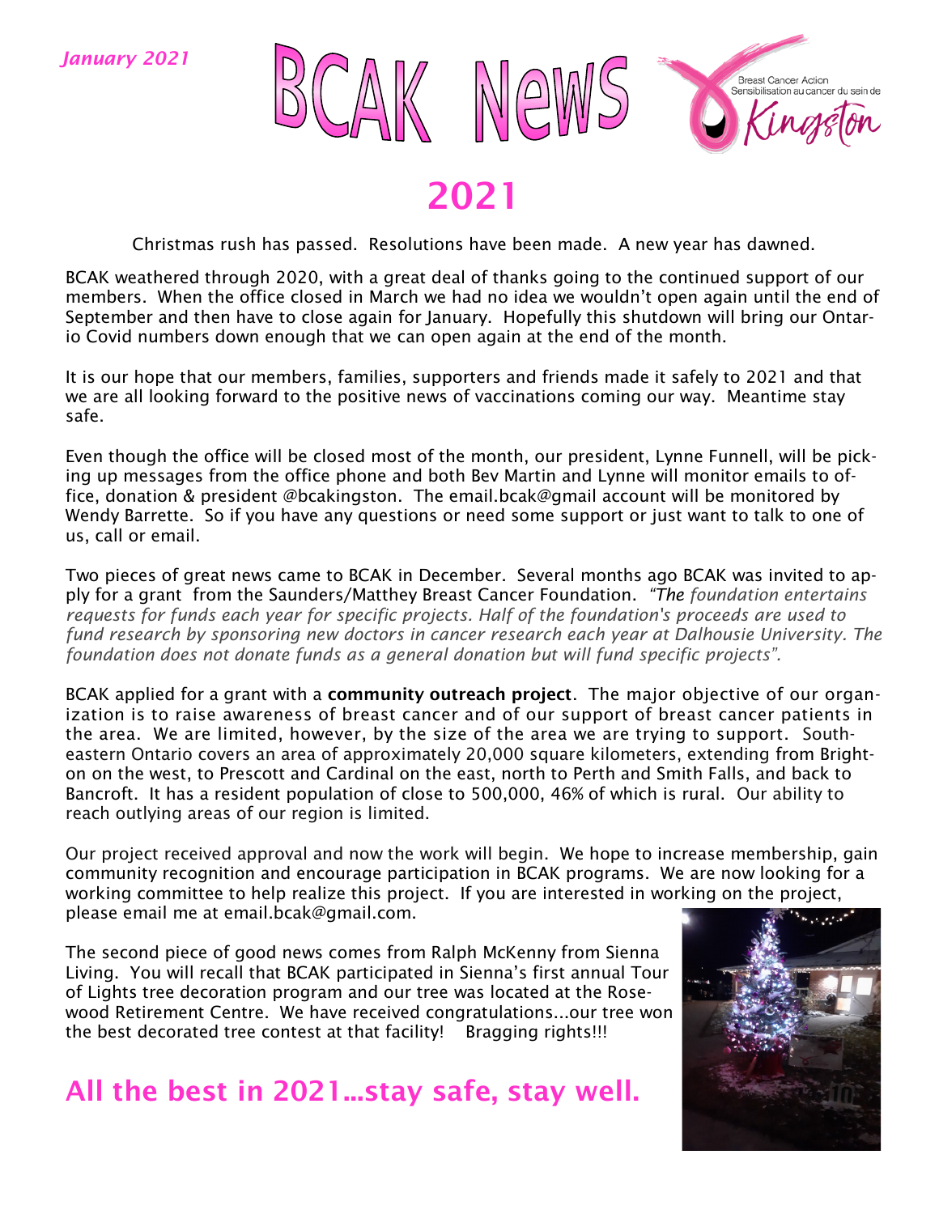*January 2021*

# BCAK News

Breast Cancer Action
Sensibilisation au cancer du sein de
Kingston

# 2021

Christmas rush has passed. Resolutions have been made. A new year has dawned.

BCAK weathered through 2020, with a great deal of thanks going to the continued support of our members. When the office closed in March we had no idea we wouldn't open again until the end of September and then have to close again for January. Hopefully this shutdown will bring our Ontario Covid numbers down enough that we can open again at the end of the month.

It is our hope that our members, families, supporters and friends made it safely to 2021 and that we are all looking forward to the positive news of vaccinations coming our way. Meantime stay safe.

Even though the office will be closed most of the month, our president, Lynne Funnell, will be picking up messages from the office phone and both Bev Martin and Lynne will monitor emails to office, donation & president @bcakingston. The email.bcak@gmail account will be monitored by Wendy Barrette. So if you have any questions or need some support or just want to talk to one of us, call or email.

Two pieces of great news came to BCAK in December. Several months ago BCAK was invited to apply for a grant from the Saunders/Matthey Breast Cancer Foundation. *"The foundation entertains requests for funds each year for specific projects. Half of the foundation's proceeds are used to fund research by sponsoring new doctors in cancer research each year at Dalhousie University. The foundation does not donate funds as a general donation but will fund specific projects".*

BCAK applied for a grant with a **community outreach project**. The major objective of our organization is to raise awareness of breast cancer and of our support of breast cancer patients in the area. We are limited, however, by the size of the area we are trying to support. Southeastern Ontario covers an area of approximately 20,000 square kilometers, extending from Brighton on the west, to Prescott and Cardinal on the east, north to Perth and Smith Falls, and back to Bancroft. It has a resident population of close to 500,000, 46% of which is rural. Our ability to reach outlying areas of our region is limited.

Our project received approval and now the work will begin. We hope to increase membership, gain community recognition and encourage participation in BCAK programs. We are now looking for a working committee to help realize this project. If you are interested in working on the project, please email me at email.bcak@gmail.com.

The second piece of good news comes from Ralph McKenny from Sienna Living. You will recall that BCAK participated in Sienna's first annual Tour of Lights tree decoration program and our tree was located at the Rosewood Retirement Centre. We have received congratulations...our tree won the best decorated tree contest at that facility! Bragging rights!!!

## All the best in 2021...stay safe, stay well.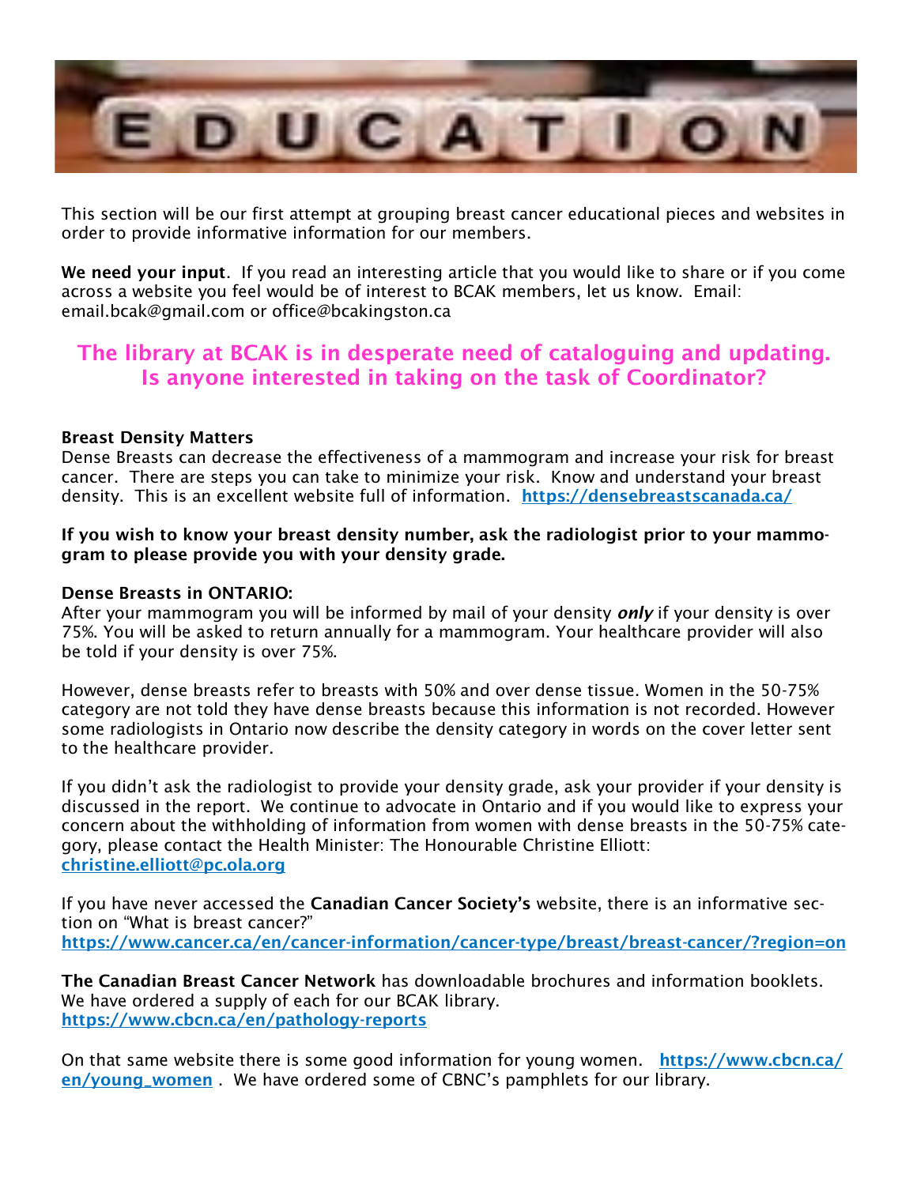# EDUCATION

This section will be our first attempt at grouping breast cancer educational pieces and websites in order to provide informative information for our members.

**We need your input**. If you read an interesting article that you would like to share or if you come across a website you feel would be of interest to BCAK members, let us know. Email: email.bcak@gmail.com or office@bcakingston.ca

**The library at BCAK is in desperate need of cataloguing and updating. Is anyone interested in taking on the task of Coordinator?**

**Breast Density Matters**
Dense Breasts can decrease the effectiveness of a mammogram and increase your risk for breast cancer. There are steps you can take to minimize your risk. Know and understand your breast density. This is an excellent website full of information. **https://densebreastscanada.ca/**

**If you wish to know your breast density number, ask the radiologist prior to your mammogram to please provide you with your density grade.**

**Dense Breasts in ONTARIO:**
After your mammogram you will be informed by mail of your density ***only*** if your density is over 75%. You will be asked to return annually for a mammogram. Your healthcare provider will also be told if your density is over 75%.

However, dense breasts refer to breasts with 50% and over dense tissue. Women in the 50-75% category are not told they have dense breasts because this information is not recorded. However some radiologists in Ontario now describe the density category in words on the cover letter sent to the healthcare provider.

If you didn't ask the radiologist to provide your density grade, ask your provider if your density is discussed in the report. We continue to advocate in Ontario and if you would like to express your concern about the withholding of information from women with dense breasts in the 50-75% category, please contact the Health Minister: The Honourable Christine Elliott: **christine.elliott@pc.ola.org**

If you have never accessed the **Canadian Cancer Society's** website, there is an informative section on "What is breast cancer?"
**https://www.cancer.ca/en/cancer-information/cancer-type/breast/breast-cancer/?region=on**

**The Canadian Breast Cancer Network** has downloadable brochures and information booklets. We have ordered a supply of each for our BCAK library.
**https://www.cbcn.ca/en/pathology-reports**

On that same website there is some good information for young women. **https://www.cbcn.ca/en/young_women** . We have ordered some of CBNC's pamphlets for our library.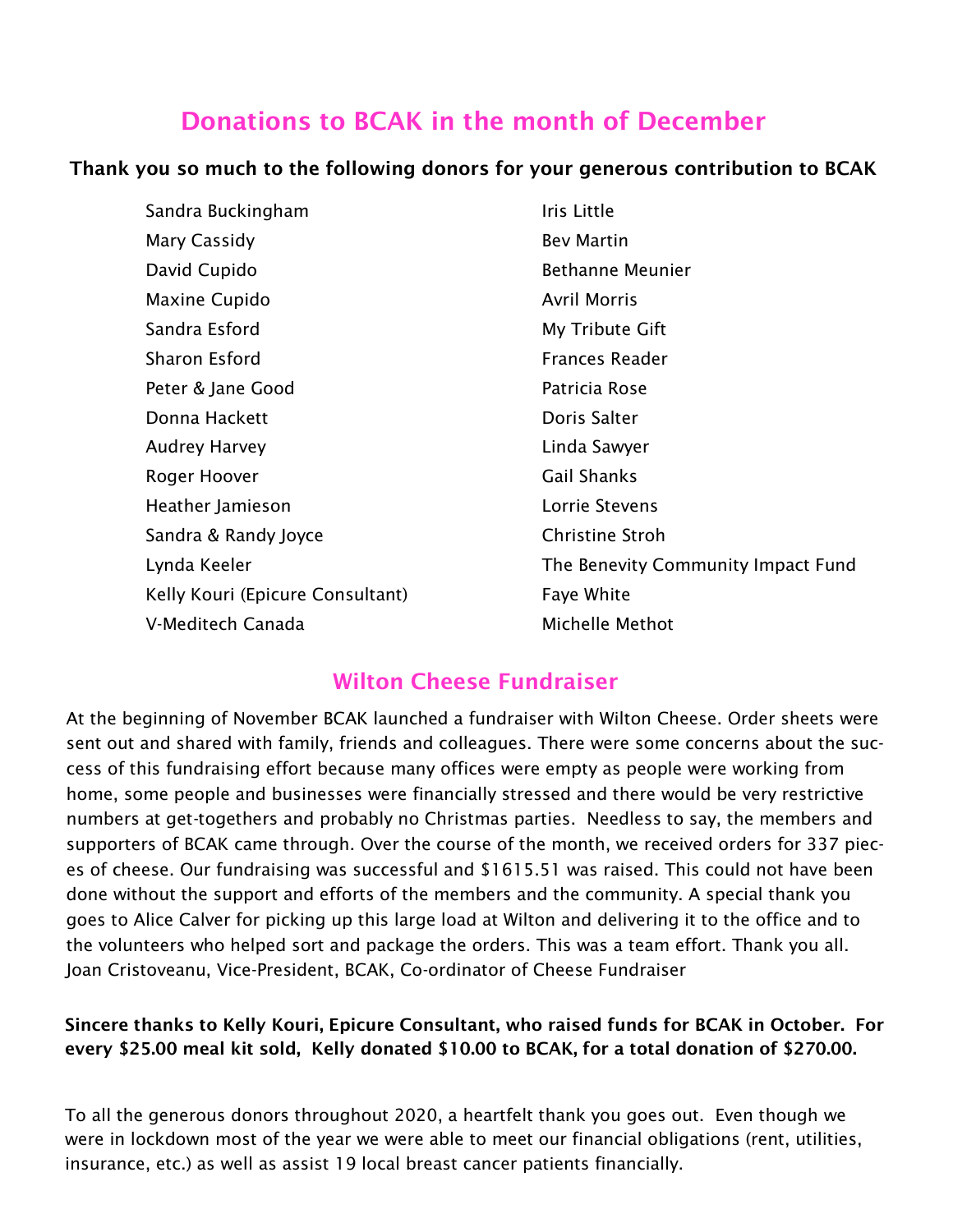## Donations to BCAK in the month of December

**Thank you so much to the following donors for your generous contribution to BCAK**

Sandra Buckingham
Mary Cassidy
David Cupido
Maxine Cupido
Sandra Esford
Sharon Esford
Peter & Jane Good
Donna Hackett
Audrey Harvey
Roger Hoover
Heather Jamieson
Sandra & Randy Joyce
Lynda Keeler
Kelly Kouri (Epicure Consultant)
V-Meditech Canada
Iris Little
Bev Martin
Bethanne Meunier
Avril Morris
My Tribute Gift
Frances Reader
Patricia Rose
Doris Salter
Linda Sawyer
Gail Shanks
Lorrie Stevens
Christine Stroh
The Benevity Community Impact Fund
Faye White
Michelle Methot

## Wilton Cheese Fundraiser

At the beginning of November BCAK launched a fundraiser with Wilton Cheese. Order sheets were sent out and shared with family, friends and colleagues. There were some concerns about the success of this fundraising effort because many offices were empty as people were working from home, some people and businesses were financially stressed and there would be very restrictive numbers at get-togethers and probably no Christmas parties. Needless to say, the members and supporters of BCAK came through. Over the course of the month, we received orders for 337 pieces of cheese. Our fundraising was successful and $1615.51 was raised. This could not have been done without the support and efforts of the members and the community. A special thank you goes to Alice Calver for picking up this large load at Wilton and delivering it to the office and to the volunteers who helped sort and package the orders. This was a team effort. Thank you all.
Joan Cristoveanu, Vice-President, BCAK, Co-ordinator of Cheese Fundraiser

**Sincere thanks to Kelly Kouri, Epicure Consultant, who raised funds for BCAK in October. For every $25.00 meal kit sold, Kelly donated $10.00 to BCAK, for a total donation of $270.00.**

To all the generous donors throughout 2020, a heartfelt thank you goes out. Even though we were in lockdown most of the year we were able to meet our financial obligations (rent, utilities, insurance, etc.) as well as assist 19 local breast cancer patients financially.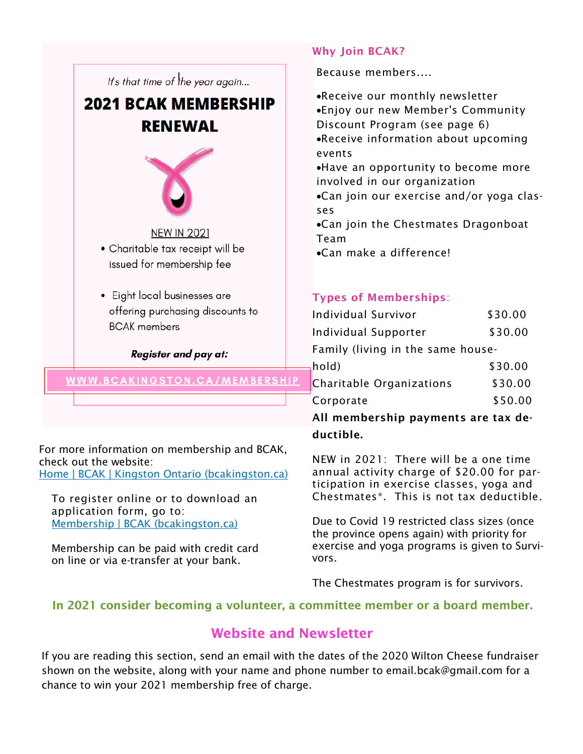*It's that time of the year again...*

## 2021 BCAK MEMBERSHIP RENEWAL

NEW IN 2021

- Charitable tax receipt will be issued for membership fee
- Eight local businesses are offering purchasing discounts to BCAK members

***Register and pay at:***

**WWW.BCAKINGSTON.CA/MEMBERSHIP**

For more information on membership and BCAK, check out the website:
[Home | BCAK | Kingston Ontario (bcakingston.ca)]

To register online or to download an application form, go to:
[Membership | BCAK (bcakingston.ca)]

Membership can be paid with credit card on line or via e-transfer at your bank.

### Why Join BCAK?

Because members....

- Receive our monthly newsletter
- Enjoy our new Member's Community Discount Program (see page 6)
- Receive information about upcoming events
- Have an opportunity to become more involved in our organization
- Can join our exercise and/or yoga classes
- Can join the Chestmates Dragonboat Team
- Can make a difference!

### Types of Memberships:

| Membership | Fee |
|---|---|
| Individual Survivor | $30.00 |
| Individual Supporter | $30.00 |
| Family (living in the same household) | $30.00 |
| Charitable Organizations | $30.00 |
| Corporate | $50.00 |

**All membership payments are tax deductible.**

NEW in 2021: There will be a one time annual activity charge of $20.00 for participation in exercise classes, yoga and Chestmates*. This is not tax deductible.

Due to Covid 19 restricted class sizes (once the province opens again) with priority for exercise and yoga programs is given to Survivors.

The Chestmates program is for survivors.

**In 2021 consider becoming a volunteer, a committee member or a board member.**

## Website and Newsletter

If you are reading this section, send an email with the dates of the 2020 Wilton Cheese fundraiser shown on the website, along with your name and phone number to email.bcak@gmail.com for a chance to win your 2021 membership free of charge.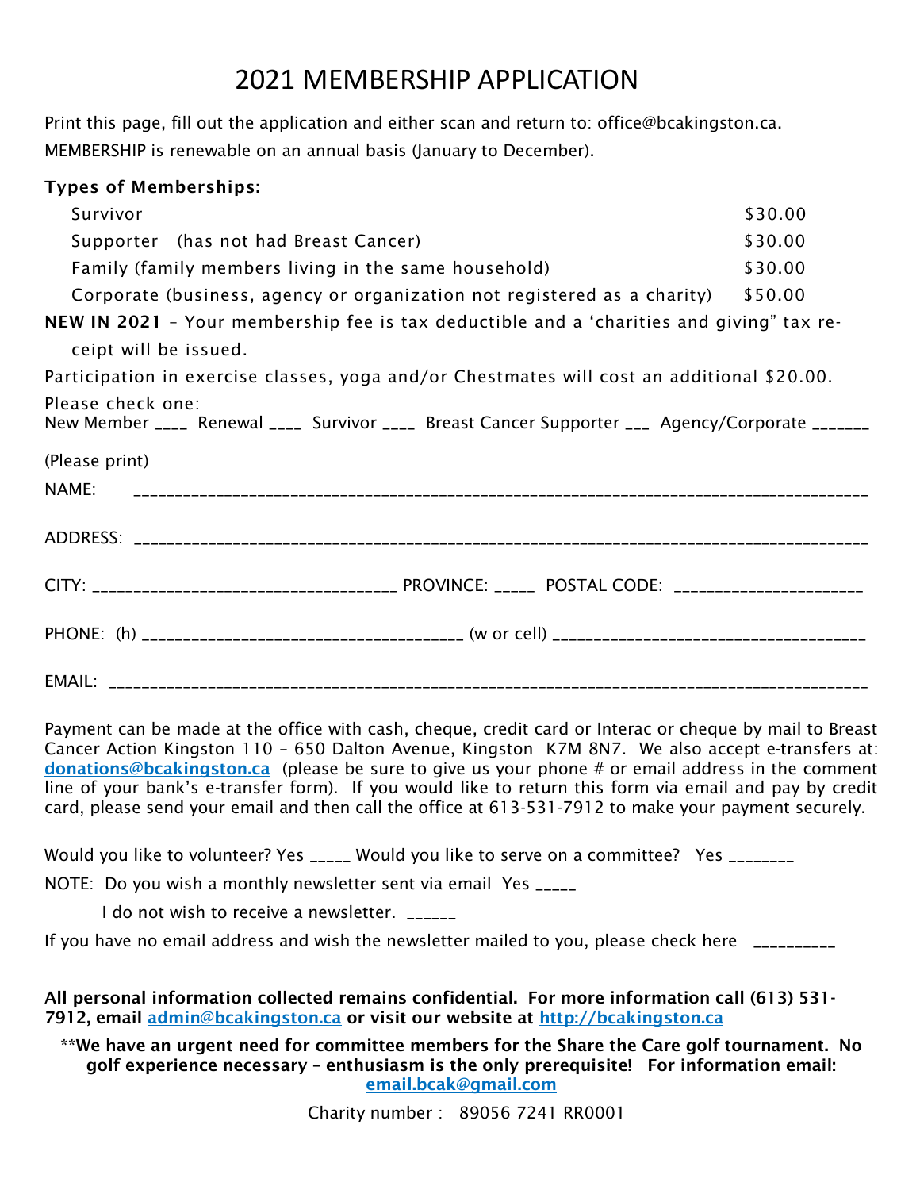# 2021 MEMBERSHIP APPLICATION

Print this page, fill out the application and either scan and return to: office@bcakingston.ca.
MEMBERSHIP is renewable on an annual basis (January to December).

**Types of Memberships:**

| | |
|---|---|
| Survivor | $30.00 |
| Supporter (has not had Breast Cancer) | $30.00 |
| Family (family members living in the same household) | $30.00 |
| Corporate (business, agency or organization not registered as a charity) | $50.00 |

**NEW IN 2021** – Your membership fee is tax deductible and a 'charities and giving" tax receipt will be issued.

Participation in exercise classes, yoga and/or Chestmates will cost an additional $20.00.

Please check one:
New Member ____ Renewal ____ Survivor ____ Breast Cancer Supporter ___ Agency/Corporate _______

(Please print)

NAME: ________________________________________________________________________________

ADDRESS: ______________________________________________________________________________

CITY: ___________________________________ PROVINCE: _____ POSTAL CODE: ______________________

PHONE: (h) ______________________________________ (w or cell) _____________________________________

EMAIL: ________________________________________________________________________________

Payment can be made at the office with cash, cheque, credit card or Interac or cheque by mail to Breast Cancer Action Kingston 110 – 650 Dalton Avenue, Kingston K7M 8N7. We also accept e-transfers at: **donations@bcakingston.ca** (please be sure to give us your phone # or email address in the comment line of your bank's e-transfer form). If you would like to return this form via email and pay by credit card, please send your email and then call the office at 613-531-7912 to make your payment securely.

Would you like to volunteer? Yes _____ Would you like to serve on a committee? Yes ________

NOTE: Do you wish a monthly newsletter sent via email Yes _____

I do not wish to receive a newsletter. ______

If you have no email address and wish the newsletter mailed to you, please check here __________

**All personal information collected remains confidential. For more information call (613) 531-7912, email admin@bcakingston.ca or visit our website at http://bcakingston.ca**

**\*\*We have an urgent need for committee members for the Share the Care golf tournament. No golf experience necessary – enthusiasm is the only prerequisite! For information email: email.bcak@gmail.com**

Charity number : 89056 7241 RR0001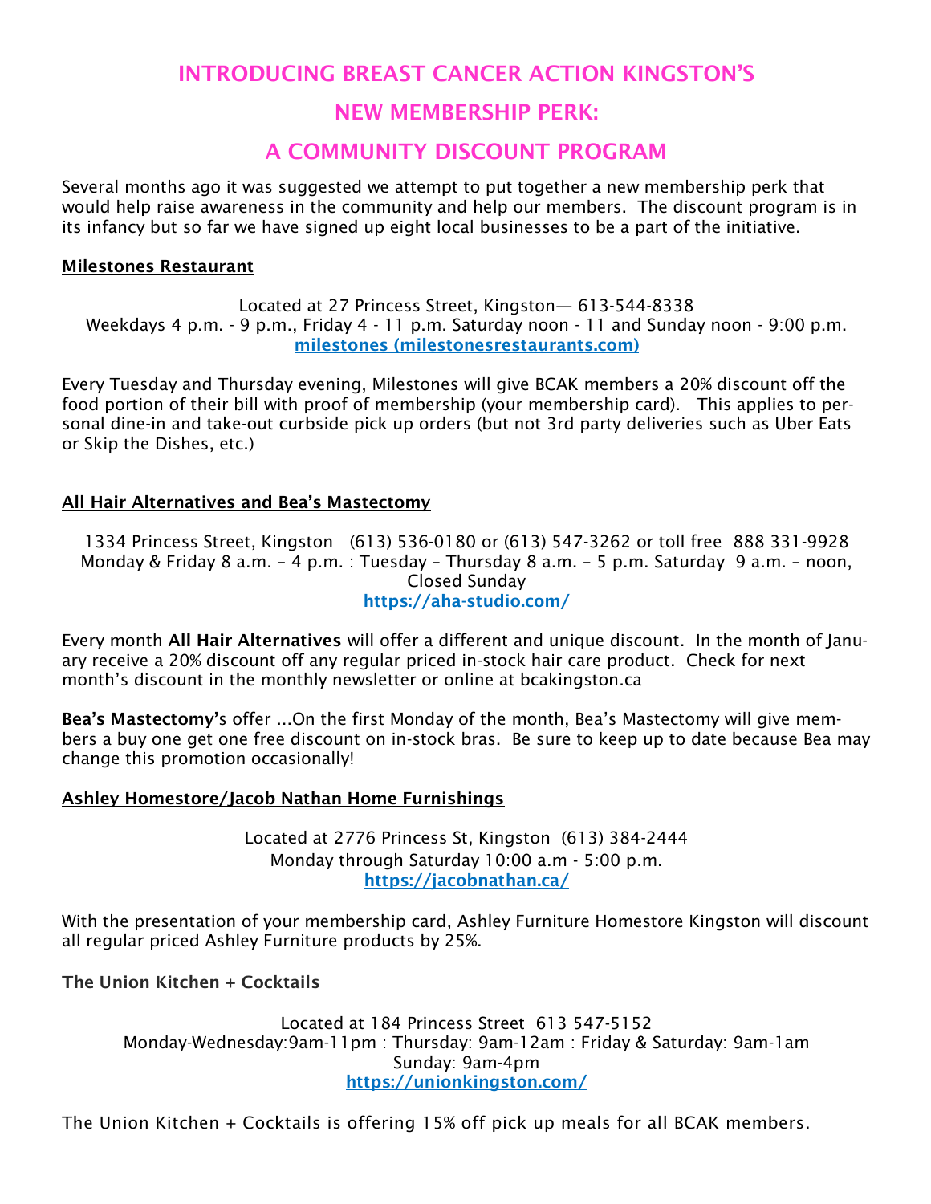# INTRODUCING BREAST CANCER ACTION KINGSTON'S

# NEW MEMBERSHIP PERK:

# A COMMUNITY DISCOUNT PROGRAM

Several months ago it was suggested we attempt to put together a new membership perk that would help raise awareness in the community and help our members. The discount program is in its infancy but so far we have signed up eight local businesses to be a part of the initiative.

**Milestones Restaurant**

Located at 27 Princess Street, Kingston— 613-544-8338
Weekdays 4 p.m. - 9 p.m., Friday 4 - 11 p.m. Saturday noon - 11 and Sunday noon - 9:00 p.m.
[milestones (milestonesrestaurants.com)](milestonesrestaurants.com)

Every Tuesday and Thursday evening, Milestones will give BCAK members a 20% discount off the food portion of their bill with proof of membership (your membership card). This applies to personal dine-in and take-out curbside pick up orders (but not 3rd party deliveries such as Uber Eats or Skip the Dishes, etc.)

**All Hair Alternatives and Bea's Mastectomy**

1334 Princess Street, Kingston (613) 536-0180 or (613) 547-3262 or toll free 888 331-9928
Monday & Friday 8 a.m. – 4 p.m. : Tuesday – Thursday 8 a.m. – 5 p.m. Saturday 9 a.m. – noon, Closed Sunday
https://aha-studio.com/

Every month **All Hair Alternatives** will offer a different and unique discount. In the month of January receive a 20% discount off any regular priced in-stock hair care product. Check for next month's discount in the monthly newsletter or online at bcakingston.ca

**Bea's Mastectomy'**s offer …On the first Monday of the month, Bea's Mastectomy will give members a buy one get one free discount on in-stock bras. Be sure to keep up to date because Bea may change this promotion occasionally!

**Ashley Homestore/Jacob Nathan Home Furnishings**

Located at 2776 Princess St, Kingston (613) 384-2444
Monday through Saturday 10:00 a.m - 5:00 p.m.
https://jacobnathan.ca/

With the presentation of your membership card, Ashley Furniture Homestore Kingston will discount all regular priced Ashley Furniture products by 25%.

**The Union Kitchen + Cocktails**

Located at 184 Princess Street 613 547-5152
Monday-Wednesday:9am-11pm : Thursday: 9am-12am : Friday & Saturday: 9am-1am
Sunday: 9am-4pm
https://unionkingston.com/

The Union Kitchen + Cocktails is offering 15% off pick up meals for all BCAK members.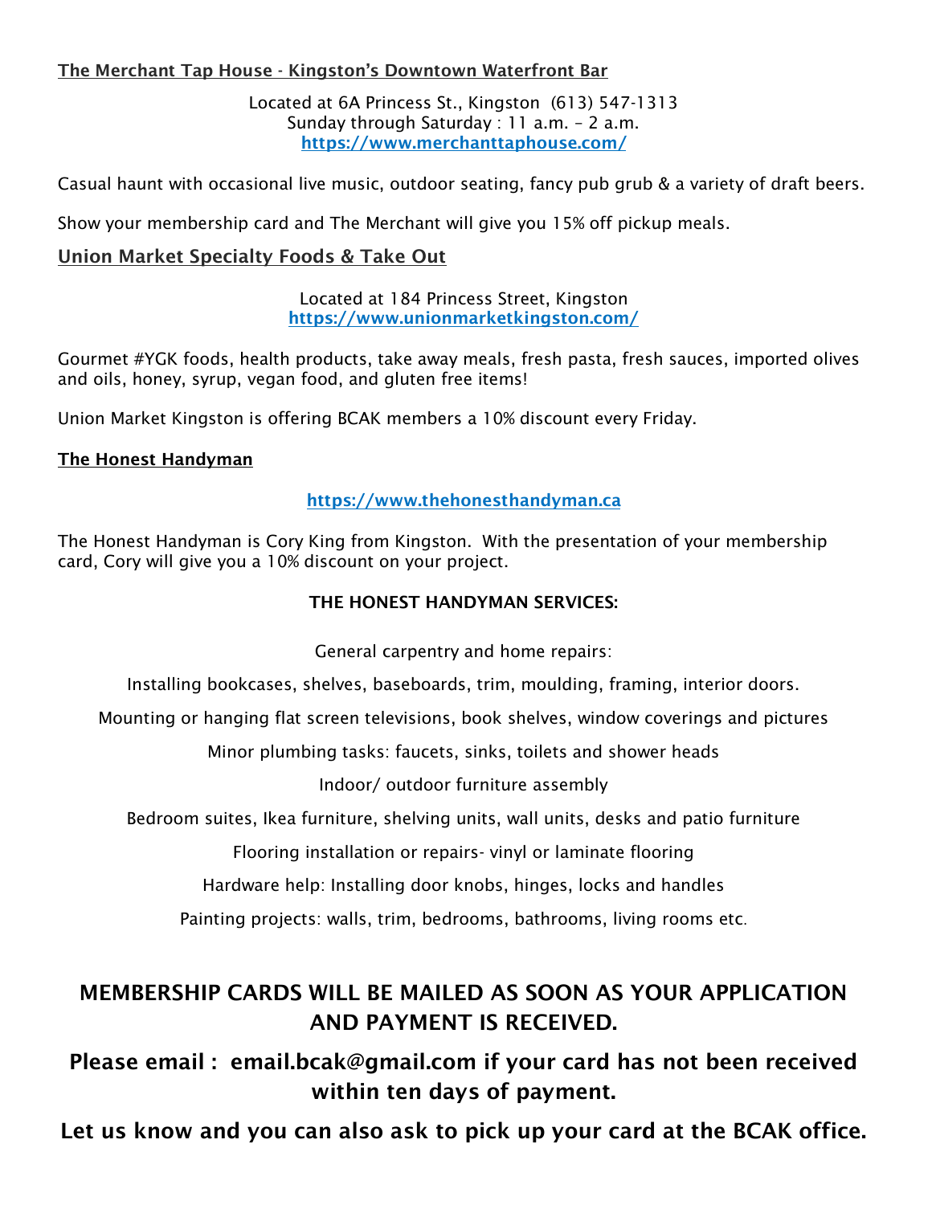**The Merchant Tap House - Kingston's Downtown Waterfront Bar**

Located at 6A Princess St., Kingston (613) 547-1313
Sunday through Saturday : 11 a.m. – 2 a.m.
https://www.merchanttaphouse.com/

Casual haunt with occasional live music, outdoor seating, fancy pub grub & a variety of draft beers.

Show your membership card and The Merchant will give you 15% off pickup meals.

**Union Market Specialty Foods & Take Out**

Located at 184 Princess Street, Kingston
https://www.unionmarketkingston.com/

Gourmet #YGK foods, health products, take away meals, fresh pasta, fresh sauces, imported olives and oils, honey, syrup, vegan food, and gluten free items!

Union Market Kingston is offering BCAK members a 10% discount every Friday.

**The Honest Handyman**

https://www.thehonesthandyman.ca

The Honest Handyman is Cory King from Kingston. With the presentation of your membership card, Cory will give you a 10% discount on your project.

**THE HONEST HANDYMAN SERVICES:**

General carpentry and home repairs:

Installing bookcases, shelves, baseboards, trim, moulding, framing, interior doors.

Mounting or hanging flat screen televisions, book shelves, window coverings and pictures

Minor plumbing tasks: faucets, sinks, toilets and shower heads

Indoor/ outdoor furniture assembly

Bedroom suites, Ikea furniture, shelving units, wall units, desks and patio furniture

Flooring installation or repairs- vinyl or laminate flooring

Hardware help: Installing door knobs, hinges, locks and handles

Painting projects: walls, trim, bedrooms, bathrooms, living rooms etc.

**MEMBERSHIP CARDS WILL BE MAILED AS SOON AS YOUR APPLICATION AND PAYMENT IS RECEIVED.**

**Please email : email.bcak@gmail.com if your card has not been received within ten days of payment.**

**Let us know and you can also ask to pick up your card at the BCAK office.**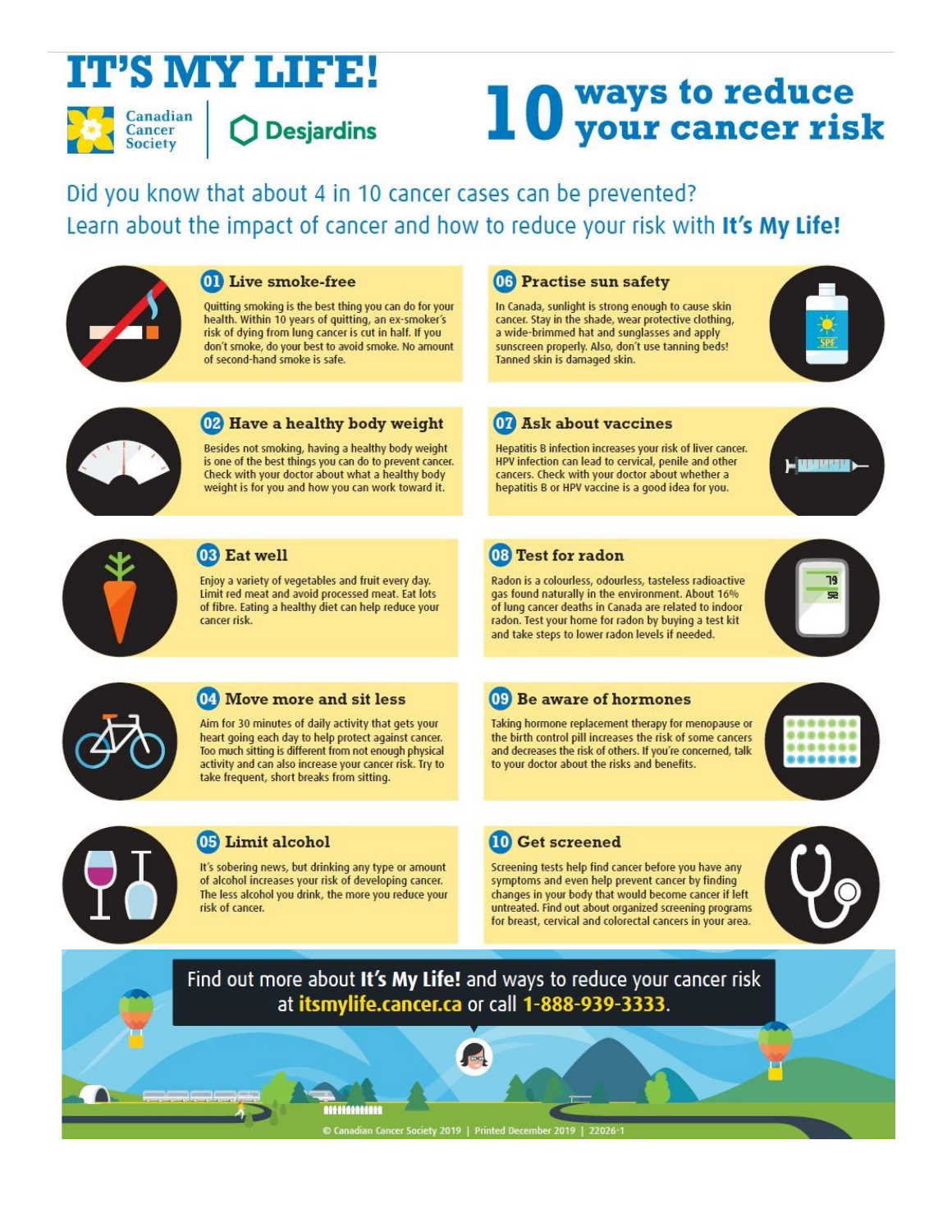# IT'S MY LIFE!

Canadian Cancer Society | Desjardins

## 10 ways to reduce your cancer risk

Did you know that about 4 in 10 cancer cases can be prevented?
Learn about the impact of cancer and how to reduce your risk with **It's My Life!**

### 01 Live smoke-free

Quitting smoking is the best thing you can do for your health. Within 10 years of quitting, an ex-smoker's risk of dying from lung cancer is cut in half. If you don't smoke, do your best to avoid smoke. No amount of second-hand smoke is safe.

### 02 Have a healthy body weight

Besides not smoking, having a healthy body weight is one of the best things you can do to prevent cancer. Check with your doctor about what a healthy body weight is for you and how you can work toward it.

### 03 Eat well

Enjoy a variety of vegetables and fruit every day. Limit red meat and avoid processed meat. Eat lots of fibre. Eating a healthy diet can help reduce your cancer risk.

### 04 Move more and sit less

Aim for 30 minutes of daily activity that gets your heart going each day to help protect against cancer. Too much sitting is different from not enough physical activity and can also increase your cancer risk. Try to take frequent, short breaks from sitting.

### 05 Limit alcohol

It's sobering news, but drinking any type or amount of alcohol increases your risk of developing cancer. The less alcohol you drink, the more you reduce your risk of cancer.

### 06 Practise sun safety

In Canada, sunlight is strong enough to cause skin cancer. Stay in the shade, wear protective clothing, a wide-brimmed hat and sunglasses and apply sunscreen properly. Also, don't use tanning beds! Tanned skin is damaged skin.

### 07 Ask about vaccines

Hepatitis B infection increases your risk of liver cancer. HPV infection can lead to cervical, penile and other cancers. Check with your doctor about whether a hepatitis B or HPV vaccine is a good idea for you.

### 08 Test for radon

Radon is a colourless, odourless, tasteless radioactive gas found naturally in the environment. About 16% of lung cancer deaths in Canada are related to indoor radon. Test your home for radon by buying a test kit and take steps to lower radon levels if needed.

### 09 Be aware of hormones

Taking hormone replacement therapy for menopause or the birth control pill increases the risk of some cancers and decreases the risk of others. If you're concerned, talk to your doctor about the risks and benefits.

### 10 Get screened

Screening tests help find cancer before you have any symptoms and even help prevent cancer by finding changes in your body that would become cancer if left untreated. Find out about organized screening programs for breast, cervical and colorectal cancers in your area.

Find out more about **It's My Life!** and ways to reduce your cancer risk at **itsmylife.cancer.ca** or call **1-888-939-3333**.

© Canadian Cancer Society 2019 | Printed December 2019 | 22026-1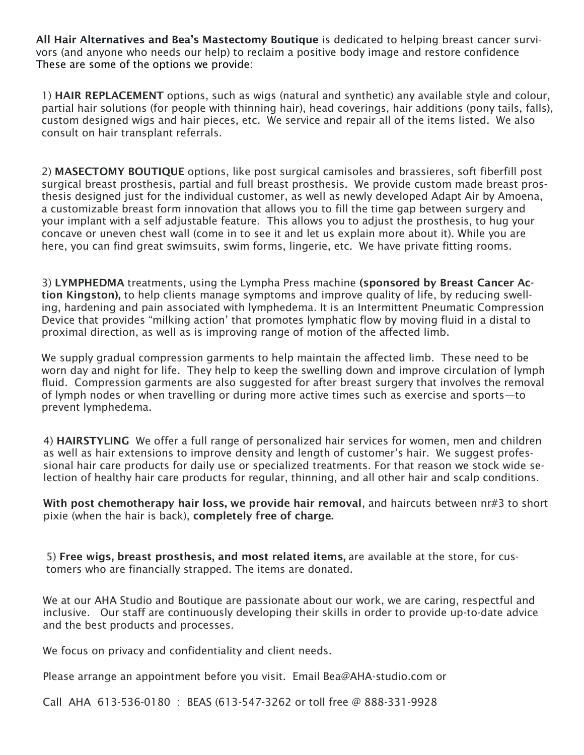**All Hair Alternatives and Bea's Mastectomy Boutique** is dedicated to helping breast cancer survivors (and anyone who needs our help) to reclaim a positive body image and restore confidence These are some of the options we provide:

1) **HAIR REPLACEMENT** options, such as wigs (natural and synthetic) any available style and colour, partial hair solutions (for people with thinning hair), head coverings, hair additions (pony tails, falls), custom designed wigs and hair pieces, etc. We service and repair all of the items listed. We also consult on hair transplant referrals.

2) **MASECTOMY BOUTIQUE** options, like post surgical camisoles and brassieres, soft fiberfill post surgical breast prosthesis, partial and full breast prosthesis. We provide custom made breast prosthesis designed just for the individual customer, as well as newly developed Adapt Air by Amoena, a customizable breast form innovation that allows you to fill the time gap between surgery and your implant with a self adjustable feature. This allows you to adjust the prosthesis, to hug your concave or uneven chest wall (come in to see it and let us explain more about it). While you are here, you can find great swimsuits, swim forms, lingerie, etc. We have private fitting rooms.

3) **LYMPHEDMA** treatments, using the Lympha Press machine **(sponsored by Breast Cancer Action Kingston),** to help clients manage symptoms and improve quality of life, by reducing swelling, hardening and pain associated with lymphedema. It is an Intermittent Pneumatic Compression Device that provides "milking action' that promotes lymphatic flow by moving fluid in a distal to proximal direction, as well as is improving range of motion of the affected limb.

We supply gradual compression garments to help maintain the affected limb. These need to be worn day and night for life. They help to keep the swelling down and improve circulation of lymph fluid. Compression garments are also suggested for after breast surgery that involves the removal of lymph nodes or when travelling or during more active times such as exercise and sports—to prevent lymphedema.

4) **HAIRSTYLING** We offer a full range of personalized hair services for women, men and children as well as hair extensions to improve density and length of customer's hair. We suggest professional hair care products for daily use or specialized treatments. For that reason we stock wide selection of healthy hair care products for regular, thinning, and all other hair and scalp conditions.

**With post chemotherapy hair loss, we provide hair removal**, and haircuts between nr#3 to short pixie (when the hair is back), **completely free of charge.**

5) **Free wigs, breast prosthesis, and most related items,** are available at the store, for customers who are financially strapped. The items are donated.

We at our AHA Studio and Boutique are passionate about our work, we are caring, respectful and inclusive. Our staff are continuously developing their skills in order to provide up-to-date advice and the best products and processes.

We focus on privacy and confidentiality and client needs.

Please arrange an appointment before you visit. Email Bea@AHA-studio.com or

Call AHA 613-536-0180 : BEAS (613-547-3262 or toll free @ 888-331-9928